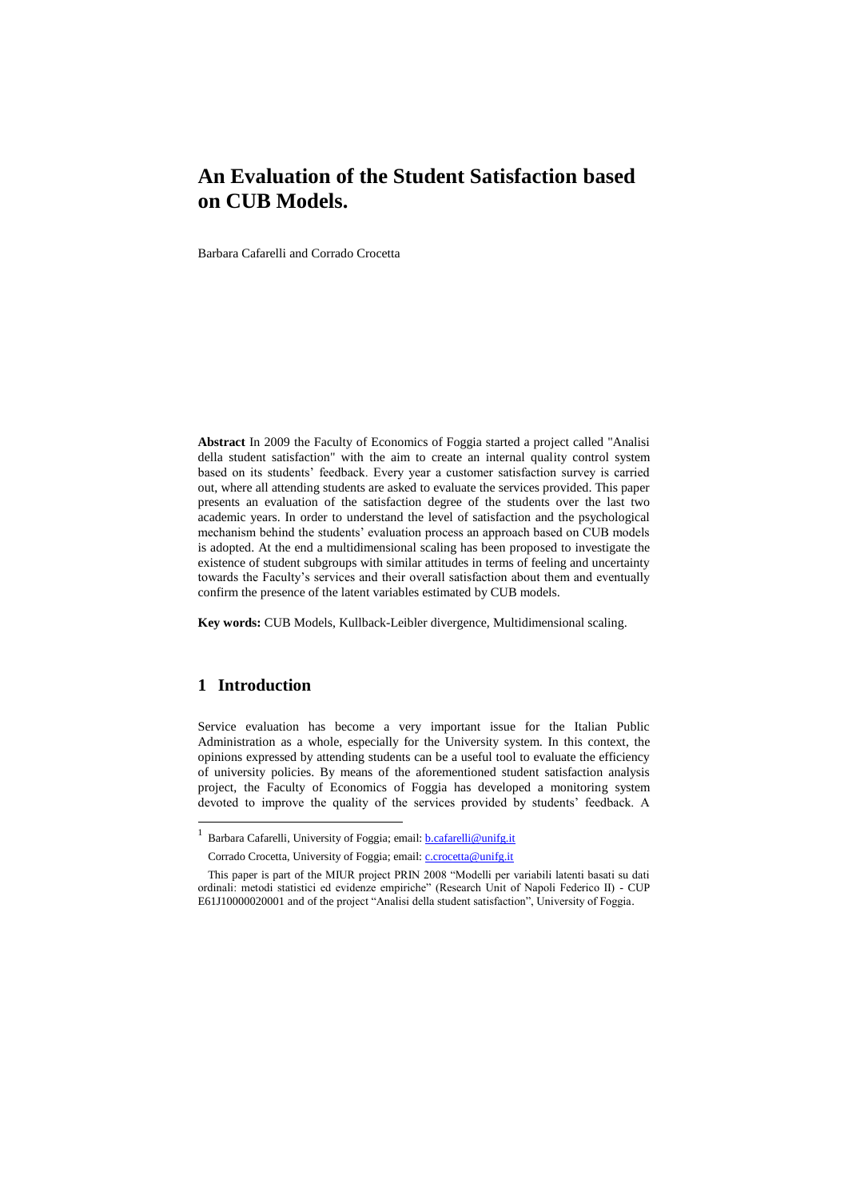# An Evaluation of the Student Satisfaction based on CUB Models.

Barbara Cafarelli and Corrado Crocetta

**Abstract** In 2009 the Faculty of Economics of Foggia started a project called "Analisi della student satisfaction" with the aim to create an internal quality control system based on its students' feedback. Every year a customer satisfaction survey is carried out, where all attending students are asked to evaluate the services provided. This paper presents an evaluation of the satisfaction degree of the students over the last two academic years. In order to understand the level of satisfaction and the psychological mechanism behind the students' evaluation process an approach based on CUB models is adopted. At the end a multidimensional scaling has been proposed to investigate the existence of student subgroups with similar attitudes in terms of feeling and uncertainty towards the Faculty's services and their overall satisfaction about them and eventually confirm the presence of the latent variables estimated by CUB models.

**Key words:** CUB Models, Kullback-Leibler divergence, Multidimensional scaling.

## 1 Introduction

Service evaluation has become a very important issue for the Italian Public Administration as a whole, especially for the University system. In this context, the opinions expressed by attending students can be a useful tool to evaluate the efficiency of university policies. By means of the aforementioned student satisfaction analysis project, the Faculty of Economics of Foggia has developed a monitoring system devoted to improve the quality of the services provided by students' feedback. A

---

[1] Barbara Cafarelli, University of Foggia; email: b.cafarelli@unifg.it

Corrado Crocetta, University of Foggia; email: c.crocetta@unifg.it

This paper is part of the MIUR project PRIN 2008 "Modelli per variabili latenti basati su dati ordinali: metodi statistici ed evidenze empiriche" (Research Unit of Napoli Federico II) - CUP E61J10000020001 and of the project "Analisi della student satisfaction", University of Foggia.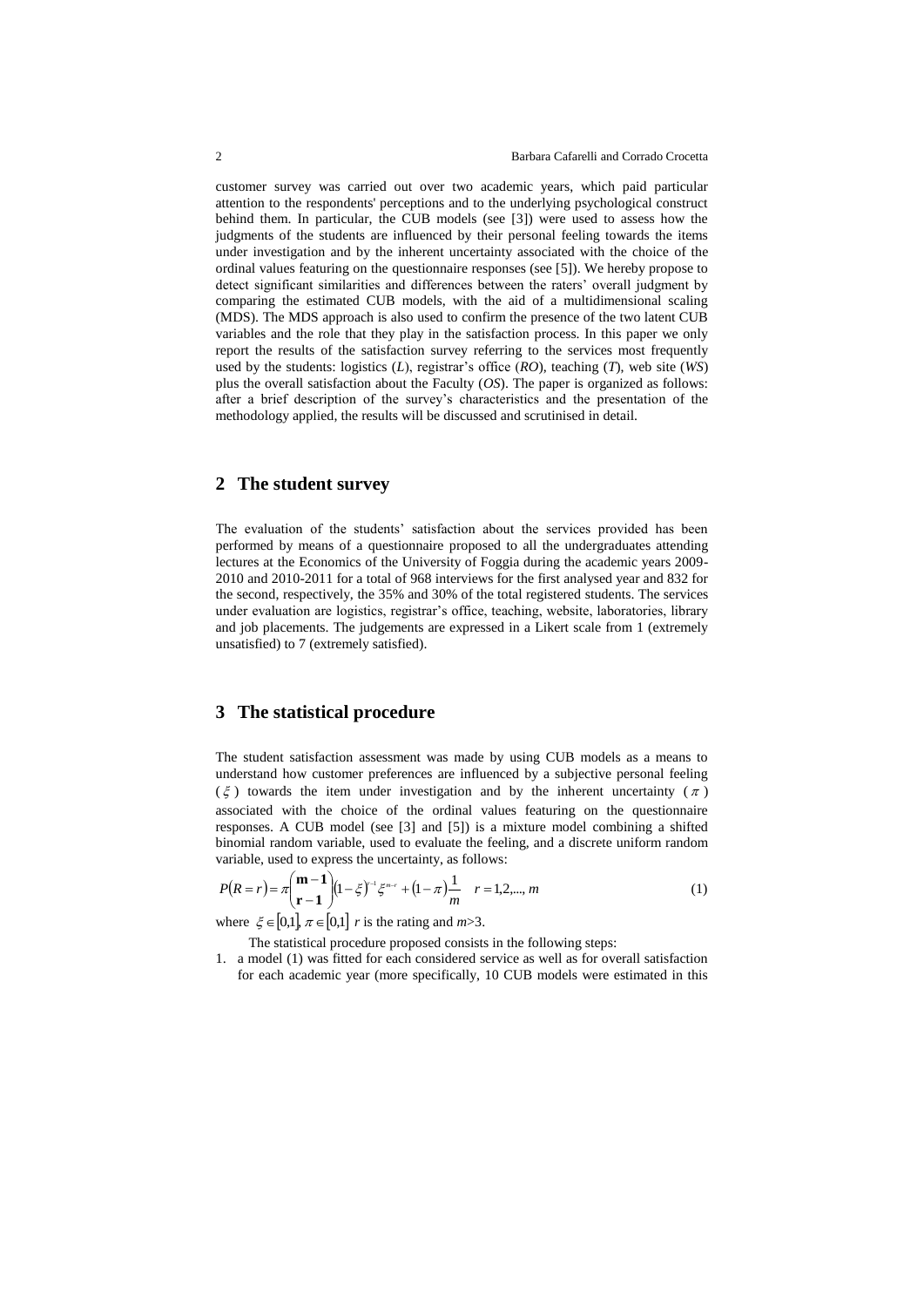customer survey was carried out over two academic years, which paid particular attention to the respondents' perceptions and to the underlying psychological construct behind them. In particular, the CUB models (see [3]) were used to assess how the judgments of the students are influenced by their personal feeling towards the items under investigation and by the inherent uncertainty associated with the choice of the ordinal values featuring on the questionnaire responses (see [5]). We hereby propose to detect significant similarities and differences between the raters' overall judgment by comparing the estimated CUB models, with the aid of a multidimensional scaling (MDS). The MDS approach is also used to confirm the presence of the two latent CUB variables and the role that they play in the satisfaction process. In this paper we only report the results of the satisfaction survey referring to the services most frequently used by the students: logistics (*L*), registrar's office (*RO*), teaching (*T*), web site (*WS*) plus the overall satisfaction about the Faculty (*OS*). The paper is organized as follows: after a brief description of the survey's characteristics and the presentation of the methodology applied, the results will be discussed and scrutinised in detail.

## 2 The student survey

The evaluation of the students' satisfaction about the services provided has been performed by means of a questionnaire proposed to all the undergraduates attending lectures at the Economics of the University of Foggia during the academic years 2009-2010 and 2010-2011 for a total of 968 interviews for the first analysed year and 832 for the second, respectively, the 35% and 30% of the total registered students. The services under evaluation are logistics, registrar's office, teaching, website, laboratories, library and job placements. The judgements are expressed in a Likert scale from 1 (extremely unsatisfied) to 7 (extremely satisfied).

## 3 The statistical procedure

The student satisfaction assessment was made by using CUB models as a means to understand how customer preferences are influenced by a subjective personal feeling ($\xi$) towards the item under investigation and by the inherent uncertainty ($\pi$) associated with the choice of the ordinal values featuring on the questionnaire responses. A CUB model (see [3] and [5]) is a mixture model combining a shifted binomial random variable, used to evaluate the feeling, and a discrete uniform random variable, used to express the uncertainty, as follows:

$$P(R=r)=\pi\binom{\mathbf{m-1}}{\mathbf{r-1}}(1-\xi)^{r-1}\xi^{m-r}+(1-\pi)\frac{1}{m}\quad r=1,2,...,m \tag{1}$$

where $\xi\in[0,1]$, $\pi\in[0,1]$ $r$ is the rating and $m>3$.

The statistical procedure proposed consists in the following steps:

1. a model (1) was fitted for each considered service as well as for overall satisfaction for each academic year (more specifically, 10 CUB models were estimated in this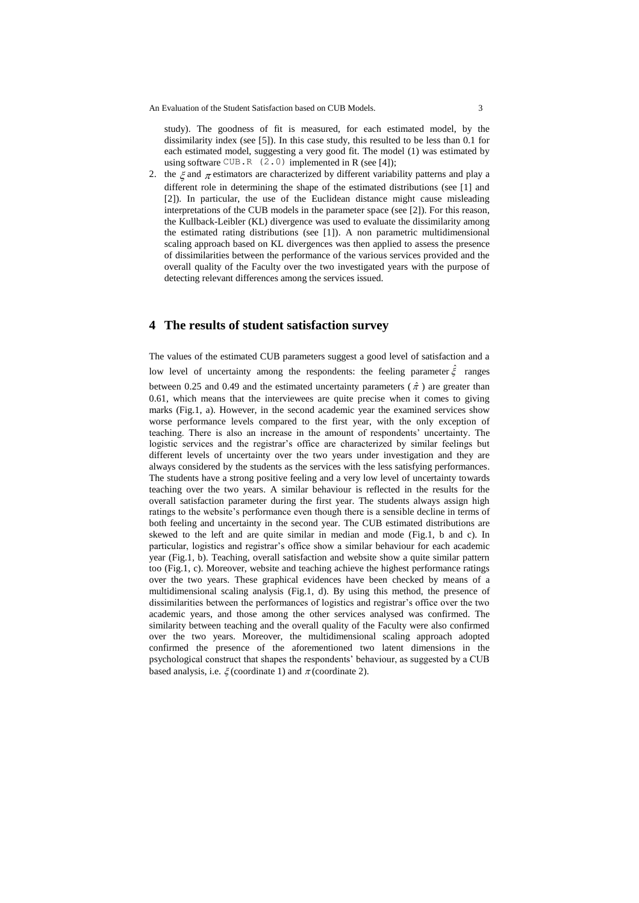study). The goodness of fit is measured, for each estimated model, by the dissimilarity index (see [5]). In this case study, this resulted to be less than 0.1 for each estimated model, suggesting a very good fit. The model (1) was estimated by using software `CUB.R (2.0)` implemented in R (see [4]);

2. the $\xi$ and $\pi$ estimators are characterized by different variability patterns and play a different role in determining the shape of the estimated distributions (see [1] and [2]). In particular, the use of the Euclidean distance might cause misleading interpretations of the CUB models in the parameter space (see [2]). For this reason, the Kullback-Leibler (KL) divergence was used to evaluate the dissimilarity among the estimated rating distributions (see [1]). A non parametric multidimensional scaling approach based on KL divergences was then applied to assess the presence of dissimilarities between the performance of the various services provided and the overall quality of the Faculty over the two investigated years with the purpose of detecting relevant differences among the services issued.

## 4 The results of student satisfaction survey

The values of the estimated CUB parameters suggest a good level of satisfaction and a low level of uncertainty among the respondents: the feeling parameter $\hat{\xi}$ ranges between 0.25 and 0.49 and the estimated uncertainty parameters ($\hat{\pi}$) are greater than 0.61, which means that the interviewees are quite precise when it comes to giving marks (Fig.1, a). However, in the second academic year the examined services show worse performance levels compared to the first year, with the only exception of teaching. There is also an increase in the amount of respondents' uncertainty. The logistic services and the registrar's office are characterized by similar feelings but different levels of uncertainty over the two years under investigation and they are always considered by the students as the services with the less satisfying performances. The students have a strong positive feeling and a very low level of uncertainty towards teaching over the two years. A similar behaviour is reflected in the results for the overall satisfaction parameter during the first year. The students always assign high ratings to the website's performance even though there is a sensible decline in terms of both feeling and uncertainty in the second year. The CUB estimated distributions are skewed to the left and are quite similar in median and mode (Fig.1, b and c). In particular, logistics and registrar's office show a similar behaviour for each academic year (Fig.1, b). Teaching, overall satisfaction and website show a quite similar pattern too (Fig.1, c). Moreover, website and teaching achieve the highest performance ratings over the two years. These graphical evidences have been checked by means of a multidimensional scaling analysis (Fig.1, d). By using this method, the presence of dissimilarities between the performances of logistics and registrar's office over the two academic years, and those among the other services analysed was confirmed. The similarity between teaching and the overall quality of the Faculty were also confirmed over the two years. Moreover, the multidimensional scaling approach adopted confirmed the presence of the aforementioned two latent dimensions in the psychological construct that shapes the respondents' behaviour, as suggested by a CUB based analysis, i.e. $\xi$ (coordinate 1) and $\pi$ (coordinate 2).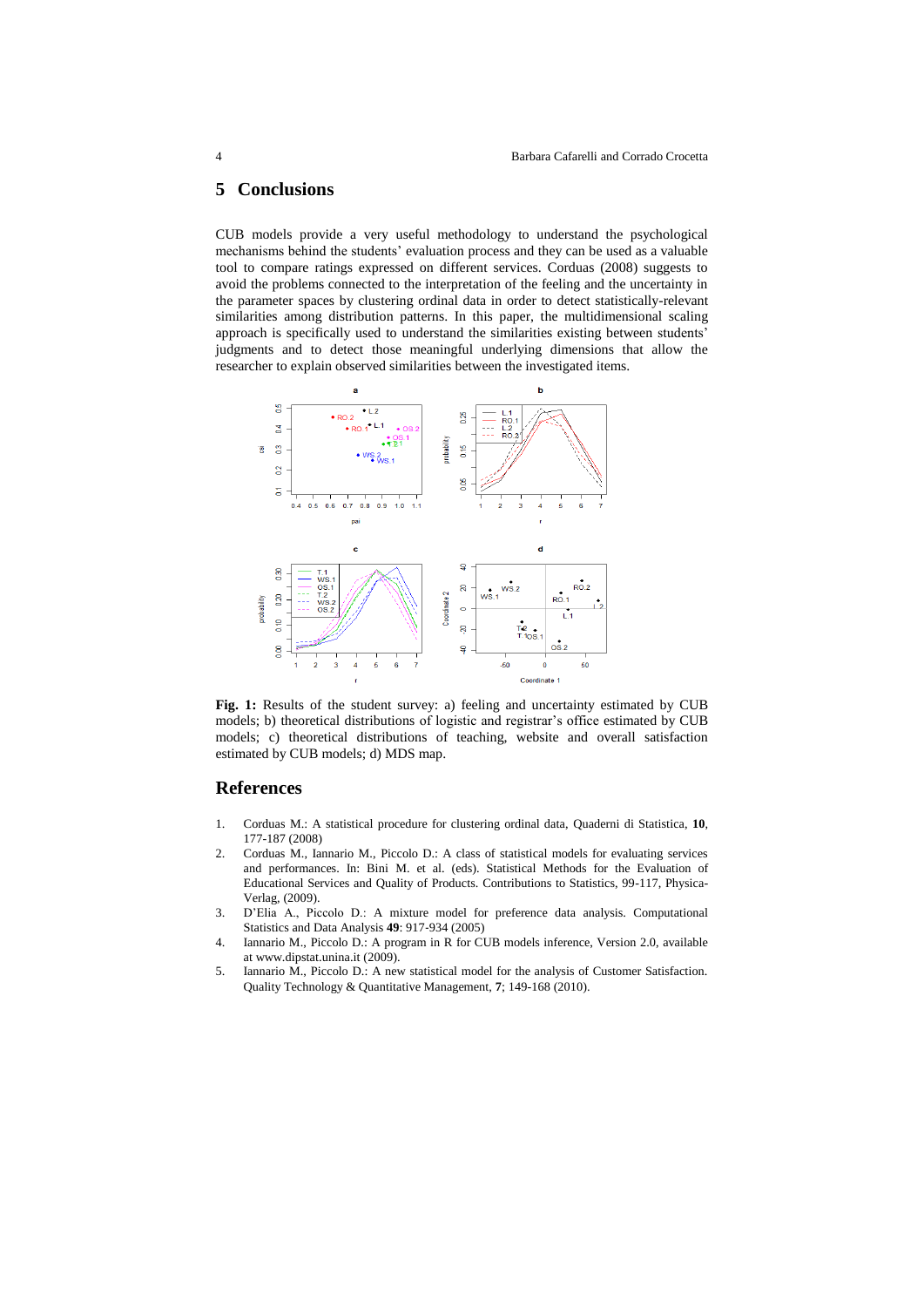## 5 Conclusions

CUB models provide a very useful methodology to understand the psychological mechanisms behind the students' evaluation process and they can be used as a valuable tool to compare ratings expressed on different services. Corduas (2008) suggests to avoid the problems connected to the interpretation of the feeling and the uncertainty in the parameter spaces by clustering ordinal data in order to detect statistically-relevant similarities among distribution patterns. In this paper, the multidimensional scaling approach is specifically used to understand the similarities existing between students' judgments and to detect those meaningful underlying dimensions that allow the researcher to explain observed similarities between the investigated items.

a

L.2
RO.2
RO.1
L.1
OS.2
OS.1
T.1
T.2
WS.2
WS.1

csi

0.1 0.2 0.3 0.4 0.5

0.4 0.5 0.6 0.7 0.8 0.9 1.0 1.1

pai

b

L.1
RO.1
L.2
RO.2

probability

0.05 0.15 0.25

1 2 3 4 5 6 7

r

c

T.1
WS.1
OS.1
T.2
WS.2
OS.2

probability

0.00 0.10 0.20 0.30

1 2 3 4 5 6 7

r

d

WS.1
WS.2
RO.2
RO.1
L.2
L.1
T.2
T.1
OS.1
OS.2

Coordinate 2

-40 -20 0 20 40

-50 0 50

Coordinate 1

**Fig. 1:** Results of the student survey: a) feeling and uncertainty estimated by CUB models; b) theoretical distributions of logistic and registrar's office estimated by CUB models; c) theoretical distributions of teaching, website and overall satisfaction estimated by CUB models; d) MDS map.

## References

1. Corduas M.: A statistical procedure for clustering ordinal data, Quaderni di Statistica, **10**, 177-187 (2008)
2. Corduas M., Iannario M., Piccolo D.: A class of statistical models for evaluating services and performances. In: Bini M. et al. (eds). Statistical Methods for the Evaluation of Educational Services and Quality of Products. Contributions to Statistics, 99-117, Physica-Verlag, (2009).
3. D'Elia A., Piccolo D.: A mixture model for preference data analysis. Computational Statistics and Data Analysis **49**: 917-934 (2005)
4. Iannario M., Piccolo D.: A program in R for CUB models inference, Version 2.0, available at www.dipstat.unina.it (2009).
5. Iannario M., Piccolo D.: A new statistical model for the analysis of Customer Satisfaction. Quality Technology & Quantitative Management, **7**; 149-168 (2010).